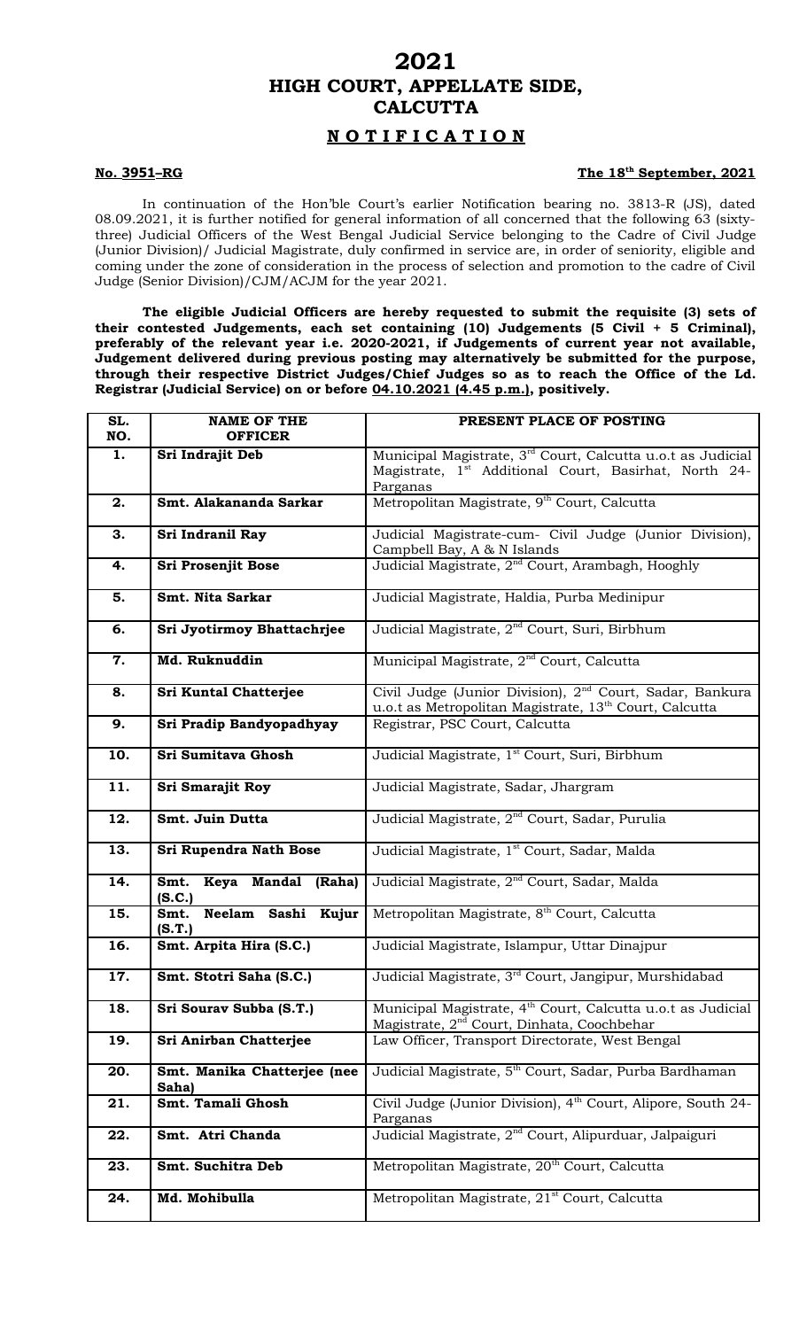# 2021
# HIGH COURT, APPELLATE SIDE, CALCUTTA

## N O T I F I C A T I O N

**No. 3951–RG** **The 18th September, 2021**

In continuation of the Hon'ble Court's earlier Notification bearing no. 3813-R (JS), dated 08.09.2021, it is further notified for general information of all concerned that the following 63 (sixty-three) Judicial Officers of the West Bengal Judicial Service belonging to the Cadre of Civil Judge (Junior Division)/ Judicial Magistrate, duly confirmed in service are, in order of seniority, eligible and coming under the zone of consideration in the process of selection and promotion to the cadre of Civil Judge (Senior Division)/CJM/ACJM for the year 2021.

**The eligible Judicial Officers are hereby requested to submit the requisite (3) sets of their contested Judgements, each set containing (10) Judgements (5 Civil + 5 Criminal), preferably of the relevant year i.e. 2020-2021, if Judgements of current year not available, Judgement delivered during previous posting may alternatively be submitted for the purpose, through their respective District Judges/Chief Judges so as to reach the Office of the Ld. Registrar (Judicial Service) on or before 04.10.2021 (4.45 p.m.), positively.**

| SL. NO. | NAME OF THE OFFICER | PRESENT PLACE OF POSTING |
|---|---|---|
| 1. | Sri Indrajit Deb | Municipal Magistrate, 3rd Court, Calcutta u.o.t as Judicial Magistrate, 1st Additional Court, Basirhat, North 24-Parganas |
| 2. | Smt. Alakananda Sarkar | Metropolitan Magistrate, 9th Court, Calcutta |
| 3. | Sri Indranil Ray | Judicial Magistrate-cum- Civil Judge (Junior Division), Campbell Bay, A & N Islands |
| 4. | Sri Prosenjit Bose | Judicial Magistrate, 2nd Court, Arambagh, Hooghly |
| 5. | Smt. Nita Sarkar | Judicial Magistrate, Haldia, Purba Medinipur |
| 6. | Sri Jyotirmoy Bhattachrjee | Judicial Magistrate, 2nd Court, Suri, Birbhum |
| 7. | Md. Ruknuddin | Municipal Magistrate, 2nd Court, Calcutta |
| 8. | Sri Kuntal Chatterjee | Civil Judge (Junior Division), 2nd Court, Sadar, Bankura u.o.t as Metropolitan Magistrate, 13th Court, Calcutta |
| 9. | Sri Pradip Bandyopadhyay | Registrar, PSC Court, Calcutta |
| 10. | Sri Sumitava Ghosh | Judicial Magistrate, 1st Court, Suri, Birbhum |
| 11. | Sri Smarajit Roy | Judicial Magistrate, Sadar, Jhargram |
| 12. | Smt. Juin Dutta | Judicial Magistrate, 2nd Court, Sadar, Purulia |
| 13. | Sri Rupendra Nath Bose | Judicial Magistrate, 1st Court, Sadar, Malda |
| 14. | Smt. Keya Mandal (Raha) (S.C.) | Judicial Magistrate, 2nd Court, Sadar, Malda |
| 15. | Smt. Neelam Sashi Kujur (S.T.) | Metropolitan Magistrate, 8th Court, Calcutta |
| 16. | Smt. Arpita Hira (S.C.) | Judicial Magistrate, Islampur, Uttar Dinajpur |
| 17. | Smt. Stotri Saha (S.C.) | Judicial Magistrate, 3rd Court, Jangipur, Murshidabad |
| 18. | Sri Sourav Subba (S.T.) | Municipal Magistrate, 4th Court, Calcutta u.o.t as Judicial Magistrate, 2nd Court, Dinhata, Coochbehar |
| 19. | Sri Anirban Chatterjee | Law Officer, Transport Directorate, West Bengal |
| 20. | Smt. Manika Chatterjee (nee Saha) | Judicial Magistrate, 5th Court, Sadar, Purba Bardhaman |
| 21. | Smt. Tamali Ghosh | Civil Judge (Junior Division), 4th Court, Alipore, South 24-Parganas |
| 22. | Smt. Atri Chanda | Judicial Magistrate, 2nd Court, Alipurduar, Jalpaiguri |
| 23. | Smt. Suchitra Deb | Metropolitan Magistrate, 20th Court, Calcutta |
| 24. | Md. Mohibulla | Metropolitan Magistrate, 21st Court, Calcutta |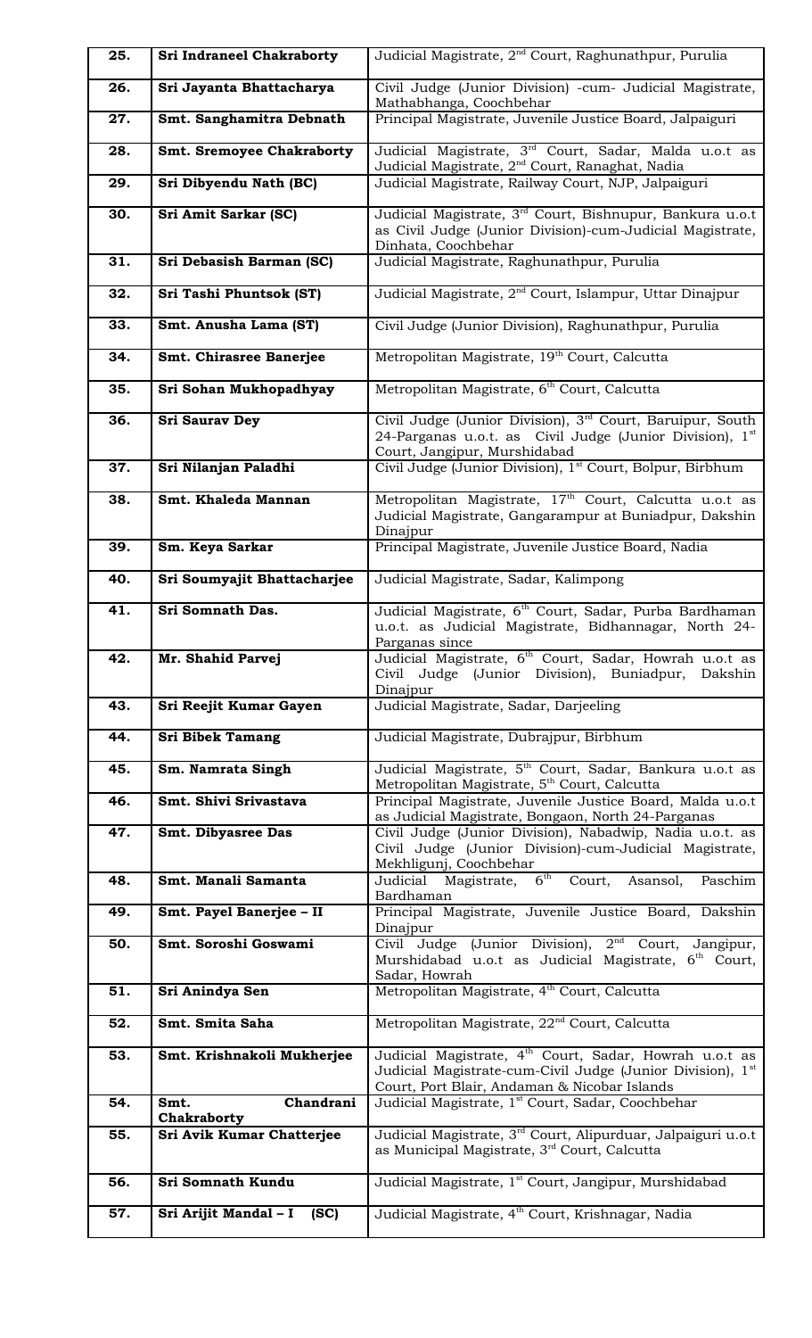| | | |
|---|---|---|
| **25.** | **Sri Indraneel Chakraborty** | Judicial Magistrate, 2nd Court, Raghunathpur, Purulia |
| **26.** | **Sri Jayanta Bhattacharya** | Civil Judge (Junior Division) -cum- Judicial Magistrate, Mathabhanga, Coochbehar |
| **27.** | **Smt. Sanghamitra Debnath** | Principal Magistrate, Juvenile Justice Board, Jalpaiguri |
| **28.** | **Smt. Sremoyee Chakraborty** | Judicial Magistrate, 3rd Court, Sadar, Malda u.o.t as Judicial Magistrate, 2nd Court, Ranaghat, Nadia |
| **29.** | **Sri Dibyendu Nath (BC)** | Judicial Magistrate, Railway Court, NJP, Jalpaiguri |
| **30.** | **Sri Amit Sarkar (SC)** | Judicial Magistrate, 3rd Court, Bishnupur, Bankura u.o.t as Civil Judge (Junior Division)-cum-Judicial Magistrate, Dinhata, Coochbehar |
| **31.** | **Sri Debasish Barman (SC)** | Judicial Magistrate, Raghunathpur, Purulia |
| **32.** | **Sri Tashi Phuntsok (ST)** | Judicial Magistrate, 2nd Court, Islampur, Uttar Dinajpur |
| **33.** | **Smt. Anusha Lama (ST)** | Civil Judge (Junior Division), Raghunathpur, Purulia |
| **34.** | **Smt. Chirasree Banerjee** | Metropolitan Magistrate, 19th Court, Calcutta |
| **35.** | **Sri Sohan Mukhopadhyay** | Metropolitan Magistrate, 6th Court, Calcutta |
| **36.** | **Sri Saurav Dey** | Civil Judge (Junior Division), 3rd Court, Baruipur, South 24-Parganas u.o.t. as Civil Judge (Junior Division), 1st Court, Jangipur, Murshidabad |
| **37.** | **Sri Nilanjan Paladhi** | Civil Judge (Junior Division), 1st Court, Bolpur, Birbhum |
| **38.** | **Smt. Khaleda Mannan** | Metropolitan Magistrate, 17th Court, Calcutta u.o.t as Judicial Magistrate, Gangarampur at Buniadpur, Dakshin Dinajpur |
| **39.** | **Sm. Keya Sarkar** | Principal Magistrate, Juvenile Justice Board, Nadia |
| **40.** | **Sri Soumyajit Bhattacharjee** | Judicial Magistrate, Sadar, Kalimpong |
| **41.** | **Sri Somnath Das.** | Judicial Magistrate, 6th Court, Sadar, Purba Bardhaman u.o.t. as Judicial Magistrate, Bidhannagar, North 24-Parganas since |
| **42.** | **Mr. Shahid Parvej** | Judicial Magistrate, 6th Court, Sadar, Howrah u.o.t as Civil Judge (Junior Division), Buniadpur, Dakshin Dinajpur |
| **43.** | **Sri Reejit Kumar Gayen** | Judicial Magistrate, Sadar, Darjeeling |
| **44.** | **Sri Bibek Tamang** | Judicial Magistrate, Dubrajpur, Birbhum |
| **45.** | **Sm. Namrata Singh** | Judicial Magistrate, 5th Court, Sadar, Bankura u.o.t as Metropolitan Magistrate, 5th Court, Calcutta |
| **46.** | **Smt. Shivi Srivastava** | Principal Magistrate, Juvenile Justice Board, Malda u.o.t as Judicial Magistrate, Bongaon, North 24-Parganas |
| **47.** | **Smt. Dibyasree Das** | Civil Judge (Junior Division), Nabadwip, Nadia u.o.t. as Civil Judge (Junior Division)-cum-Judicial Magistrate, Mekhligunj, Coochbehar |
| **48.** | **Smt. Manali Samanta** | Judicial Magistrate, 6th Court, Asansol, Paschim Bardhaman |
| **49.** | **Smt. Payel Banerjee – II** | Principal Magistrate, Juvenile Justice Board, Dakshin Dinajpur |
| **50.** | **Smt. Soroshi Goswami** | Civil Judge (Junior Division), 2nd Court, Jangipur, Murshidabad u.o.t as Judicial Magistrate, 6th Court, Sadar, Howrah |
| **51.** | **Sri Anindya Sen** | Metropolitan Magistrate, 4th Court, Calcutta |
| **52.** | **Smt. Smita Saha** | Metropolitan Magistrate, 22nd Court, Calcutta |
| **53.** | **Smt. Krishnakoli Mukherjee** | Judicial Magistrate, 4th Court, Sadar, Howrah u.o.t as Judicial Magistrate-cum-Civil Judge (Junior Division), 1st Court, Port Blair, Andaman & Nicobar Islands |
| **54.** | **Smt. Chandrani Chakraborty** | Judicial Magistrate, 1st Court, Sadar, Coochbehar |
| **55.** | **Sri Avik Kumar Chatterjee** | Judicial Magistrate, 3rd Court, Alipurduar, Jalpaiguri u.o.t as Municipal Magistrate, 3rd Court, Calcutta |
| **56.** | **Sri Somnath Kundu** | Judicial Magistrate, 1st Court, Jangipur, Murshidabad |
| **57.** | **Sri Arijit Mandal – I (SC)** | Judicial Magistrate, 4th Court, Krishnagar, Nadia |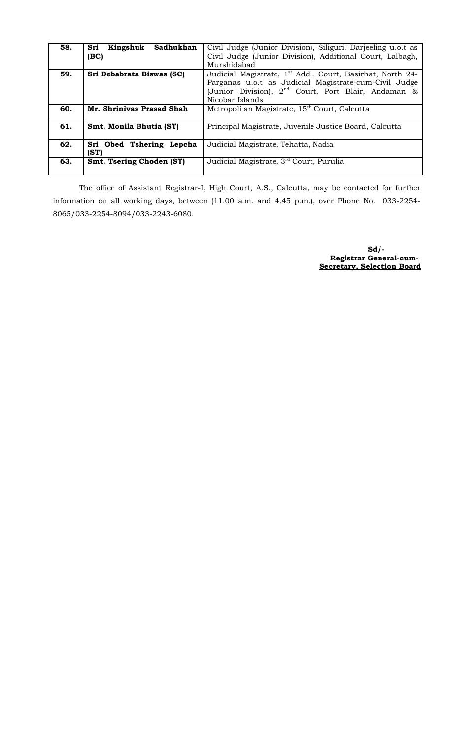| | | |
|---|---|---|
| **58.** | **Sri Kingshuk Sadhukhan (BC)** | Civil Judge (Junior Division), Siliguri, Darjeeling u.o.t as Civil Judge (Junior Division), Additional Court, Lalbagh, Murshidabad |
| **59.** | **Sri Debabrata Biswas (SC)** | Judicial Magistrate, 1st Addl. Court, Basirhat, North 24-Parganas u.o.t as Judicial Magistrate-cum-Civil Judge (Junior Division), 2nd Court, Port Blair, Andaman & Nicobar Islands |
| **60.** | **Mr. Shrinivas Prasad Shah** | Metropolitan Magistrate, 15th Court, Calcutta |
| **61.** | **Smt. Monila Bhutia (ST)** | Principal Magistrate, Juvenile Justice Board, Calcutta |
| **62.** | **Sri Obed Tshering Lepcha (ST)** | Judicial Magistrate, Tehatta, Nadia |
| **63.** | **Smt. Tsering Choden (ST)** | Judicial Magistrate, 3rd Court, Purulia |

The office of Assistant Registrar-I, High Court, A.S., Calcutta, may be contacted for further information on all working days, between (11.00 a.m. and 4.45 p.m.), over Phone No. 033-2254-8065/033-2254-8094/033-2243-6080.

**Sd/-**
**Registrar General-cum-**
**Secretary, Selection Board**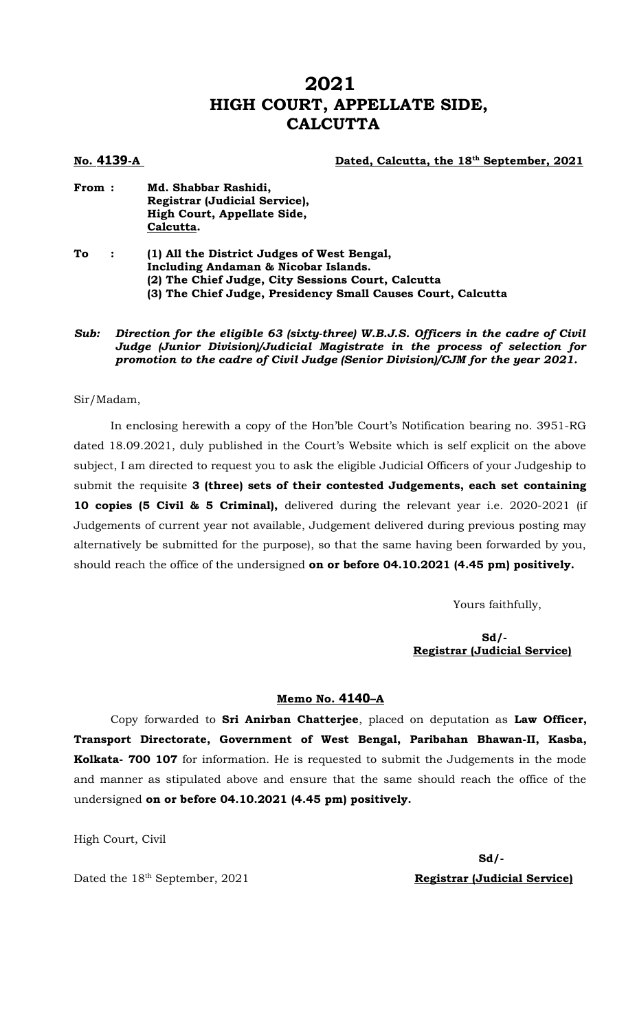# 2021
# HIGH COURT, APPELLATE SIDE, CALCUTTA

**No. 4139-A** **Dated, Calcutta, the 18th September, 2021**

**From :** **Md. Shabbar Rashidi,**
**Registrar (Judicial Service),**
**High Court, Appellate Side,**
**Calcutta.**

**To :** **(1) All the District Judges of West Bengal,**
**Including Andaman & Nicobar Islands.**
**(2) The Chief Judge, City Sessions Court, Calcutta**
**(3) The Chief Judge, Presidency Small Causes Court, Calcutta**

***Sub: Direction for the eligible 63 (sixty-three) W.B.J.S. Officers in the cadre of Civil Judge (Junior Division)/Judicial Magistrate in the process of selection for promotion to the cadre of Civil Judge (Senior Division)/CJM for the year 2021.***

Sir/Madam,

In enclosing herewith a copy of the Hon'ble Court's Notification bearing no. 3951-RG dated 18.09.2021, duly published in the Court's Website which is self explicit on the above subject, I am directed to request you to ask the eligible Judicial Officers of your Judgeship to submit the requisite **3 (three) sets of their contested Judgements, each set containing 10 copies (5 Civil & 5 Criminal),** delivered during the relevant year i.e. 2020-2021 (if Judgements of current year not available, Judgement delivered during previous posting may alternatively be submitted for the purpose), so that the same having been forwarded by you, should reach the office of the undersigned **on or before 04.10.2021 (4.45 pm) positively.**

Yours faithfully,

**Sd/-**
**Registrar (Judicial Service)**

**Memo No. 4140–A**

Copy forwarded to **Sri Anirban Chatterjee**, placed on deputation as **Law Officer, Transport Directorate, Government of West Bengal, Paribahan Bhawan-II, Kasba, Kolkata- 700 107** for information. He is requested to submit the Judgements in the mode and manner as stipulated above and ensure that the same should reach the office of the undersigned **on or before 04.10.2021 (4.45 pm) positively.**

High Court, Civil

Dated the 18th September, 2021

**Sd/-**
**Registrar (Judicial Service)**